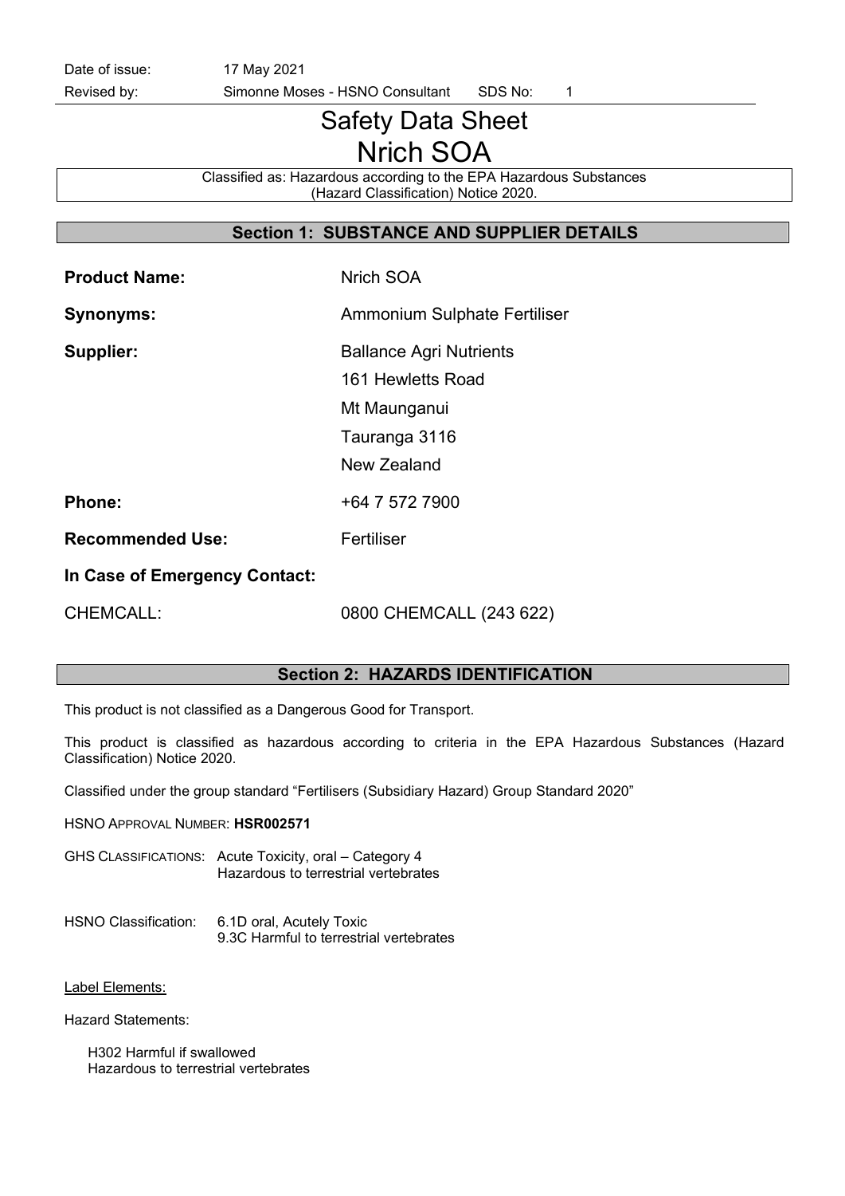Date of issue: 17 May 2021

Revised by: Simonne Moses - HSNO Consultant SDS No: 1

# Safety Data Sheet
# Nrich SOA

Classified as: Hazardous according to the EPA Hazardous Substances (Hazard Classification) Notice 2020.

## Section 1: SUBSTANCE AND SUPPLIER DETAILS

**Product Name:** Nrich SOA

**Synonyms:** Ammonium Sulphate Fertiliser

**Supplier:** Ballance Agri Nutrients
161 Hewletts Road
Mt Maunganui
Tauranga 3116
New Zealand

**Phone:** +64 7 572 7900

**Recommended Use:** Fertiliser

**In Case of Emergency Contact:**

CHEMCALL: 0800 CHEMCALL (243 622)

## Section 2: HAZARDS IDENTIFICATION

This product is not classified as a Dangerous Good for Transport.

This product is classified as hazardous according to criteria in the EPA Hazardous Substances (Hazard Classification) Notice 2020.

Classified under the group standard "Fertilisers (Subsidiary Hazard) Group Standard 2020"

HSNO APPROVAL NUMBER: **HSR002571**

GHS CLASSIFICATIONS: Acute Toxicity, oral – Category 4
Hazardous to terrestrial vertebrates

HSNO Classification: 6.1D oral, Acutely Toxic
9.3C Harmful to terrestrial vertebrates

Label Elements:

Hazard Statements:

H302 Harmful if swallowed
Hazardous to terrestrial vertebrates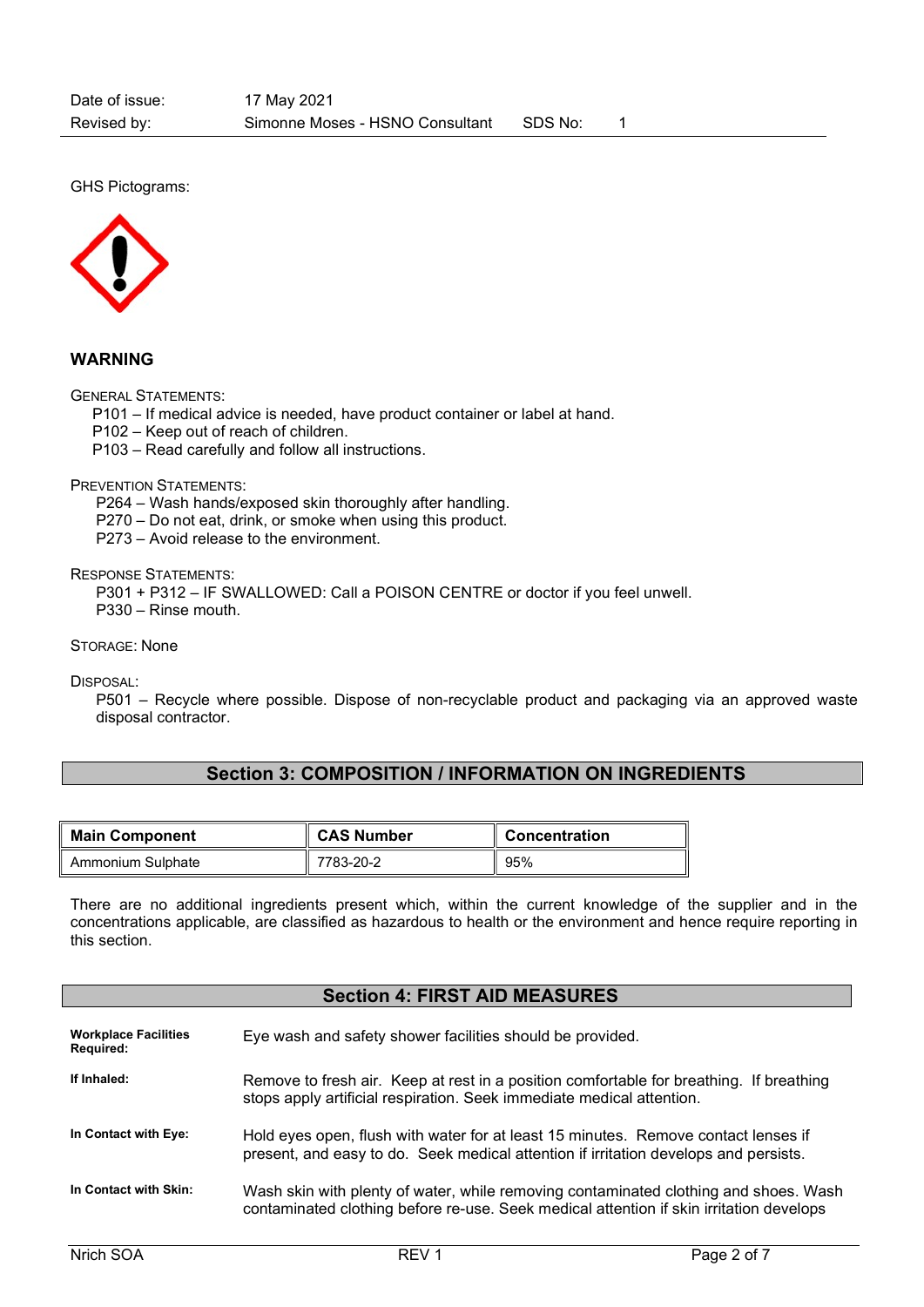| Date of issue: | 17 May 2021 | | |
|---|---|---|---|
| Revised by: | Simonne Moses - HSNO Consultant | SDS No: | 1 |

GHS Pictograms:

**WARNING**

GENERAL STATEMENTS:

P101 – If medical advice is needed, have product container or label at hand.
P102 – Keep out of reach of children.
P103 – Read carefully and follow all instructions.

PREVENTION STATEMENTS:

P264 – Wash hands/exposed skin thoroughly after handling.
P270 – Do not eat, drink, or smoke when using this product.
P273 – Avoid release to the environment.

RESPONSE STATEMENTS:

P301 + P312 – IF SWALLOWED: Call a POISON CENTRE or doctor if you feel unwell.
P330 – Rinse mouth.

STORAGE: None

DISPOSAL:

P501 – Recycle where possible. Dispose of non-recyclable product and packaging via an approved waste disposal contractor.

## Section 3: COMPOSITION / INFORMATION ON INGREDIENTS

| Main Component | CAS Number | Concentration |
|---|---|---|
| Ammonium Sulphate | 7783-20-2 | 95% |

There are no additional ingredients present which, within the current knowledge of the supplier and in the concentrations applicable, are classified as hazardous to health or the environment and hence require reporting in this section.

## Section 4: FIRST AID MEASURES

**Workplace Facilities Required:** Eye wash and safety shower facilities should be provided.

**If Inhaled:** Remove to fresh air. Keep at rest in a position comfortable for breathing. If breathing stops apply artificial respiration. Seek immediate medical attention.

**In Contact with Eye:** Hold eyes open, flush with water for at least 15 minutes. Remove contact lenses if present, and easy to do. Seek medical attention if irritation develops and persists.

**In Contact with Skin:** Wash skin with plenty of water, while removing contaminated clothing and shoes. Wash contaminated clothing before re-use. Seek medical attention if skin irritation develops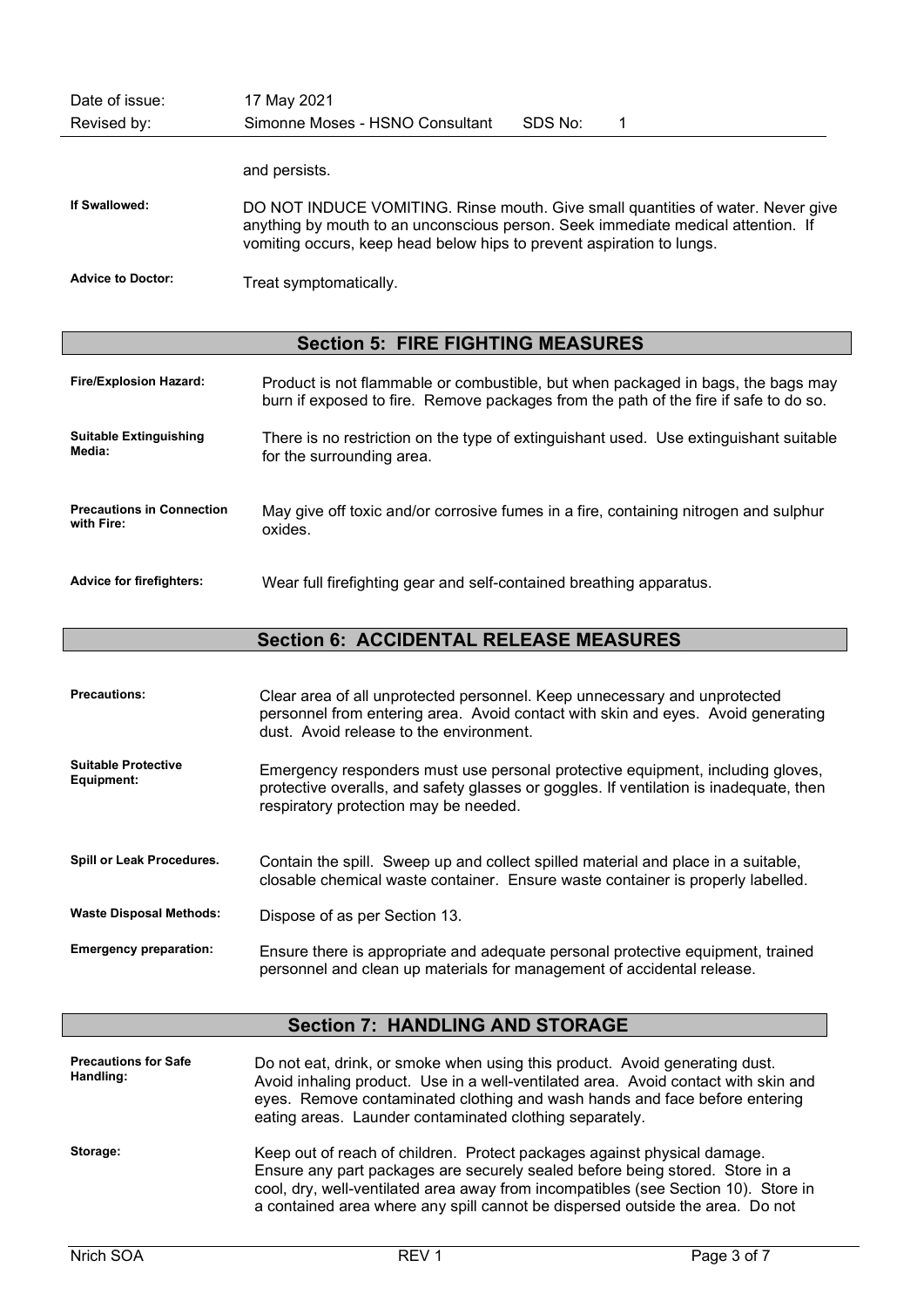and persists.

**If Swallowed:** DO NOT INDUCE VOMITING. Rinse mouth. Give small quantities of water. Never give anything by mouth to an unconscious person. Seek immediate medical attention. If vomiting occurs, keep head below hips to prevent aspiration to lungs.

**Advice to Doctor:** Treat symptomatically.

## Section 5: FIRE FIGHTING MEASURES

**Fire/Explosion Hazard:** Product is not flammable or combustible, but when packaged in bags, the bags may burn if exposed to fire. Remove packages from the path of the fire if safe to do so.

**Suitable Extinguishing Media:** There is no restriction on the type of extinguishant used. Use extinguishant suitable for the surrounding area.

**Precautions in Connection with Fire:** May give off toxic and/or corrosive fumes in a fire, containing nitrogen and sulphur oxides.

**Advice for firefighters:** Wear full firefighting gear and self-contained breathing apparatus.

## Section 6: ACCIDENTAL RELEASE MEASURES

**Precautions:** Clear area of all unprotected personnel. Keep unnecessary and unprotected personnel from entering area. Avoid contact with skin and eyes. Avoid generating dust. Avoid release to the environment.

**Suitable Protective Equipment:** Emergency responders must use personal protective equipment, including gloves, protective overalls, and safety glasses or goggles. If ventilation is inadequate, then respiratory protection may be needed.

**Spill or Leak Procedures.** Contain the spill. Sweep up and collect spilled material and place in a suitable, closable chemical waste container. Ensure waste container is properly labelled.

**Waste Disposal Methods:** Dispose of as per Section 13.

**Emergency preparation:** Ensure there is appropriate and adequate personal protective equipment, trained personnel and clean up materials for management of accidental release.

## Section 7: HANDLING AND STORAGE

**Precautions for Safe Handling:** Do not eat, drink, or smoke when using this product. Avoid generating dust. Avoid inhaling product. Use in a well-ventilated area. Avoid contact with skin and eyes. Remove contaminated clothing and wash hands and face before entering eating areas. Launder contaminated clothing separately.

**Storage:** Keep out of reach of children. Protect packages against physical damage. Ensure any part packages are securely sealed before being stored. Store in a cool, dry, well-ventilated area away from incompatibles (see Section 10). Store in a contained area where any spill cannot be dispersed outside the area. Do not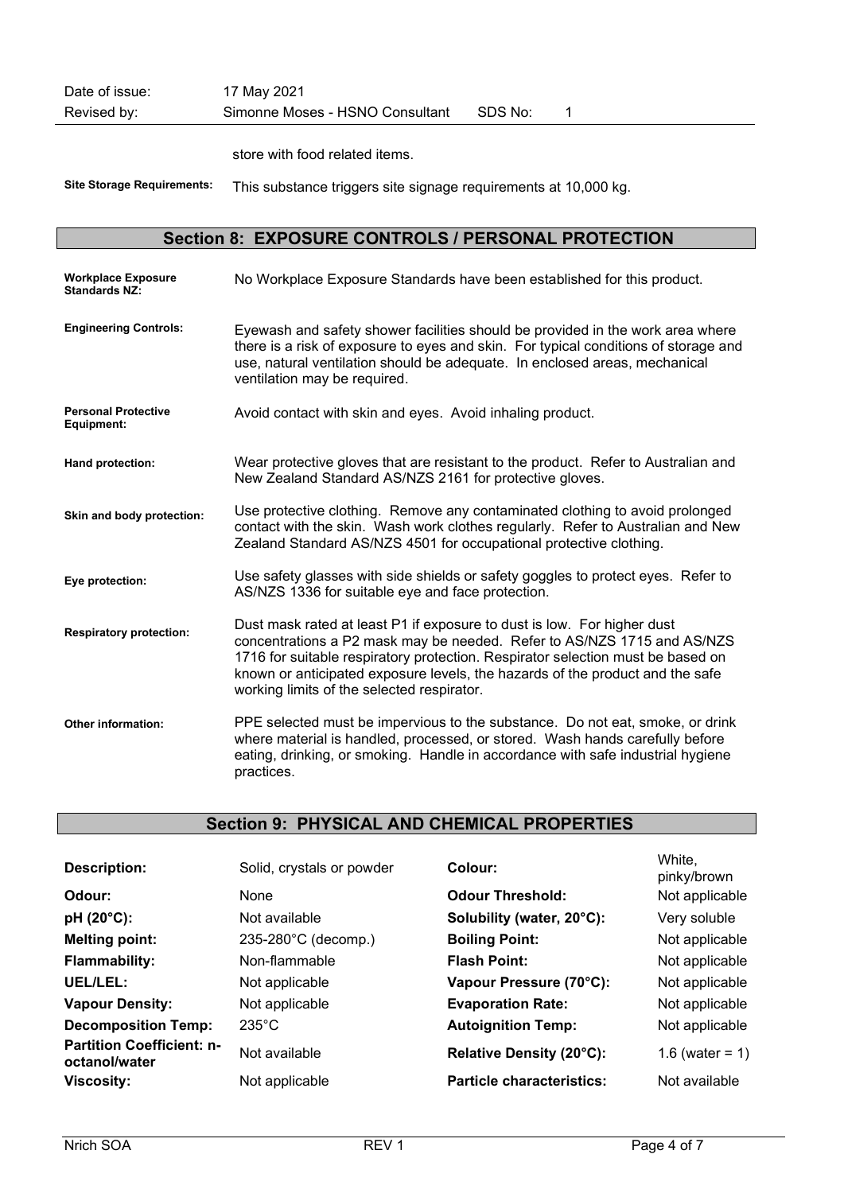store with food related items.

**Site Storage Requirements:** This substance triggers site signage requirements at 10,000 kg.

## Section 8: EXPOSURE CONTROLS / PERSONAL PROTECTION

**Workplace Exposure Standards NZ:** No Workplace Exposure Standards have been established for this product.

**Engineering Controls:** Eyewash and safety shower facilities should be provided in the work area where there is a risk of exposure to eyes and skin. For typical conditions of storage and use, natural ventilation should be adequate. In enclosed areas, mechanical ventilation may be required.

**Personal Protective Equipment:** Avoid contact with skin and eyes. Avoid inhaling product.

**Hand protection:** Wear protective gloves that are resistant to the product. Refer to Australian and New Zealand Standard AS/NZS 2161 for protective gloves.

**Skin and body protection:** Use protective clothing. Remove any contaminated clothing to avoid prolonged contact with the skin. Wash work clothes regularly. Refer to Australian and New Zealand Standard AS/NZS 4501 for occupational protective clothing.

**Eye protection:** Use safety glasses with side shields or safety goggles to protect eyes. Refer to AS/NZS 1336 for suitable eye and face protection.

**Respiratory protection:** Dust mask rated at least P1 if exposure to dust is low. For higher dust concentrations a P2 mask may be needed. Refer to AS/NZS 1715 and AS/NZS 1716 for suitable respiratory protection. Respirator selection must be based on known or anticipated exposure levels, the hazards of the product and the safe working limits of the selected respirator.

**Other information:** PPE selected must be impervious to the substance. Do not eat, smoke, or drink where material is handled, processed, or stored. Wash hands carefully before eating, drinking, or smoking. Handle in accordance with safe industrial hygiene practices.

## Section 9: PHYSICAL AND CHEMICAL PROPERTIES

| | | | |
|---|---|---|---|
| **Description:** | Solid, crystals or powder | **Colour:** | White, pinky/brown |
| **Odour:** | None | **Odour Threshold:** | Not applicable |
| **pH (20°C):** | Not available | **Solubility (water, 20°C):** | Very soluble |
| **Melting point:** | 235-280°C (decomp.) | **Boiling Point:** | Not applicable |
| **Flammability:** | Non-flammable | **Flash Point:** | Not applicable |
| **UEL/LEL:** | Not applicable | **Vapour Pressure (70°C):** | Not applicable |
| **Vapour Density:** | Not applicable | **Evaporation Rate:** | Not applicable |
| **Decomposition Temp:** | 235°C | **Autoignition Temp:** | Not applicable |
| **Partition Coefficient: n-octanol/water** | Not available | **Relative Density (20°C):** | 1.6 (water = 1) |
| **Viscosity:** | Not applicable | **Particle characteristics:** | Not available |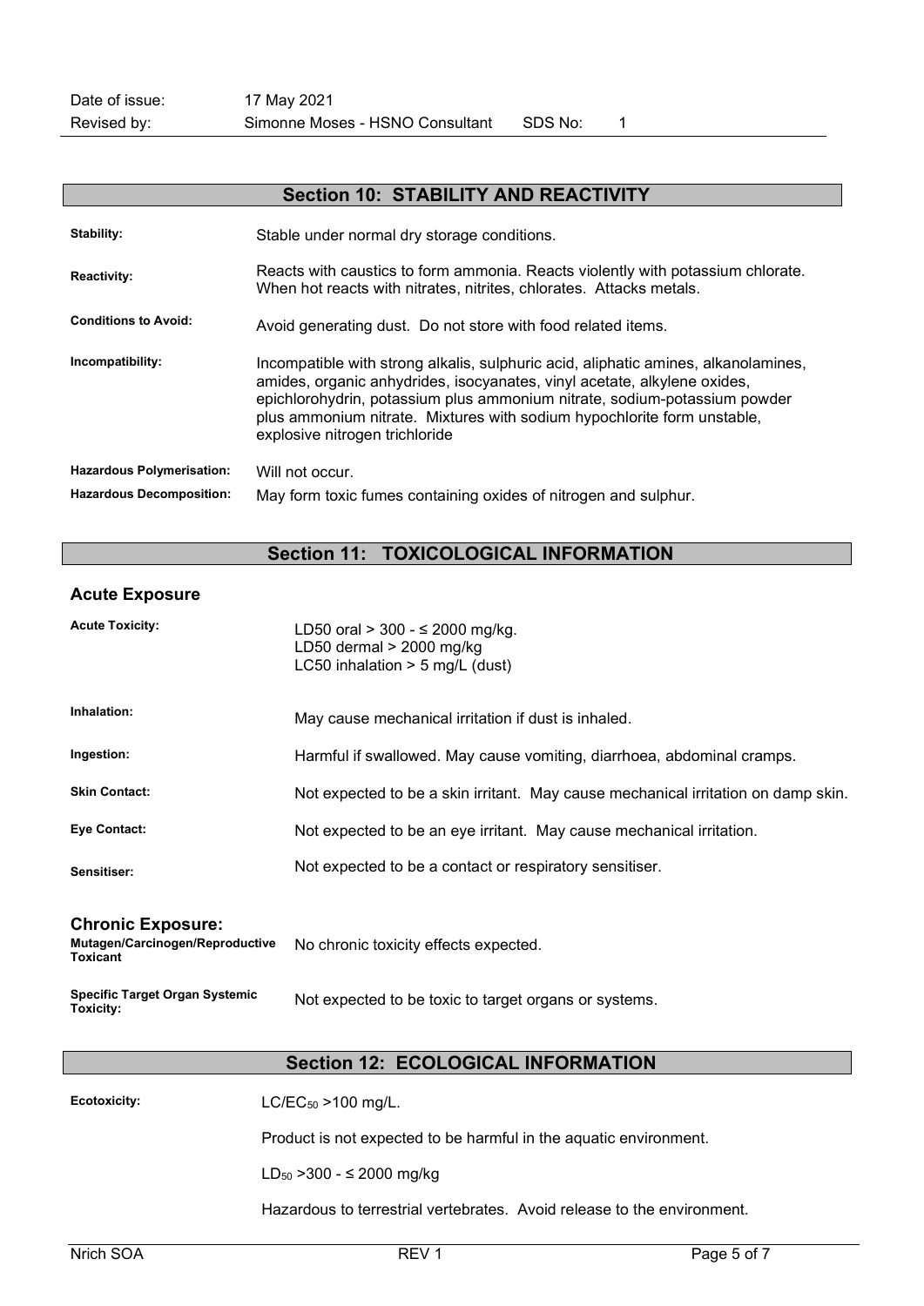## Section 10: STABILITY AND REACTIVITY

**Stability:** Stable under normal dry storage conditions.

**Reactivity:** Reacts with caustics to form ammonia. Reacts violently with potassium chlorate. When hot reacts with nitrates, nitrites, chlorates. Attacks metals.

**Conditions to Avoid:** Avoid generating dust. Do not store with food related items.

**Incompatibility:** Incompatible with strong alkalis, sulphuric acid, aliphatic amines, alkanolamines, amides, organic anhydrides, isocyanates, vinyl acetate, alkylene oxides, epichlorohydrin, potassium plus ammonium nitrate, sodium-potassium powder plus ammonium nitrate. Mixtures with sodium hypochlorite form unstable, explosive nitrogen trichloride

**Hazardous Polymerisation:** Will not occur.

**Hazardous Decomposition:** May form toxic fumes containing oxides of nitrogen and sulphur.

## Section 11: TOXICOLOGICAL INFORMATION

### Acute Exposure

**Acute Toxicity:** LD50 oral > 300 - ≤ 2000 mg/kg.
LD50 dermal > 2000 mg/kg
LC50 inhalation > 5 mg/L (dust)

**Inhalation:** May cause mechanical irritation if dust is inhaled.

**Ingestion:** Harmful if swallowed. May cause vomiting, diarrhoea, abdominal cramps.

**Skin Contact:** Not expected to be a skin irritant. May cause mechanical irritation on damp skin.

**Eye Contact:** Not expected to be an eye irritant. May cause mechanical irritation.

**Sensitiser:** Not expected to be a contact or respiratory sensitiser.

### Chronic Exposure:

**Mutagen/Carcinogen/Reproductive Toxicant:** No chronic toxicity effects expected.

**Specific Target Organ Systemic Toxicity:** Not expected to be toxic to target organs or systems.

## Section 12: ECOLOGICAL INFORMATION

**Ecotoxicity:** $LC/EC_{50}$ >100 mg/L.

Product is not expected to be harmful in the aquatic environment.

$LD_{50}$ >300 - ≤ 2000 mg/kg

Hazardous to terrestrial vertebrates. Avoid release to the environment.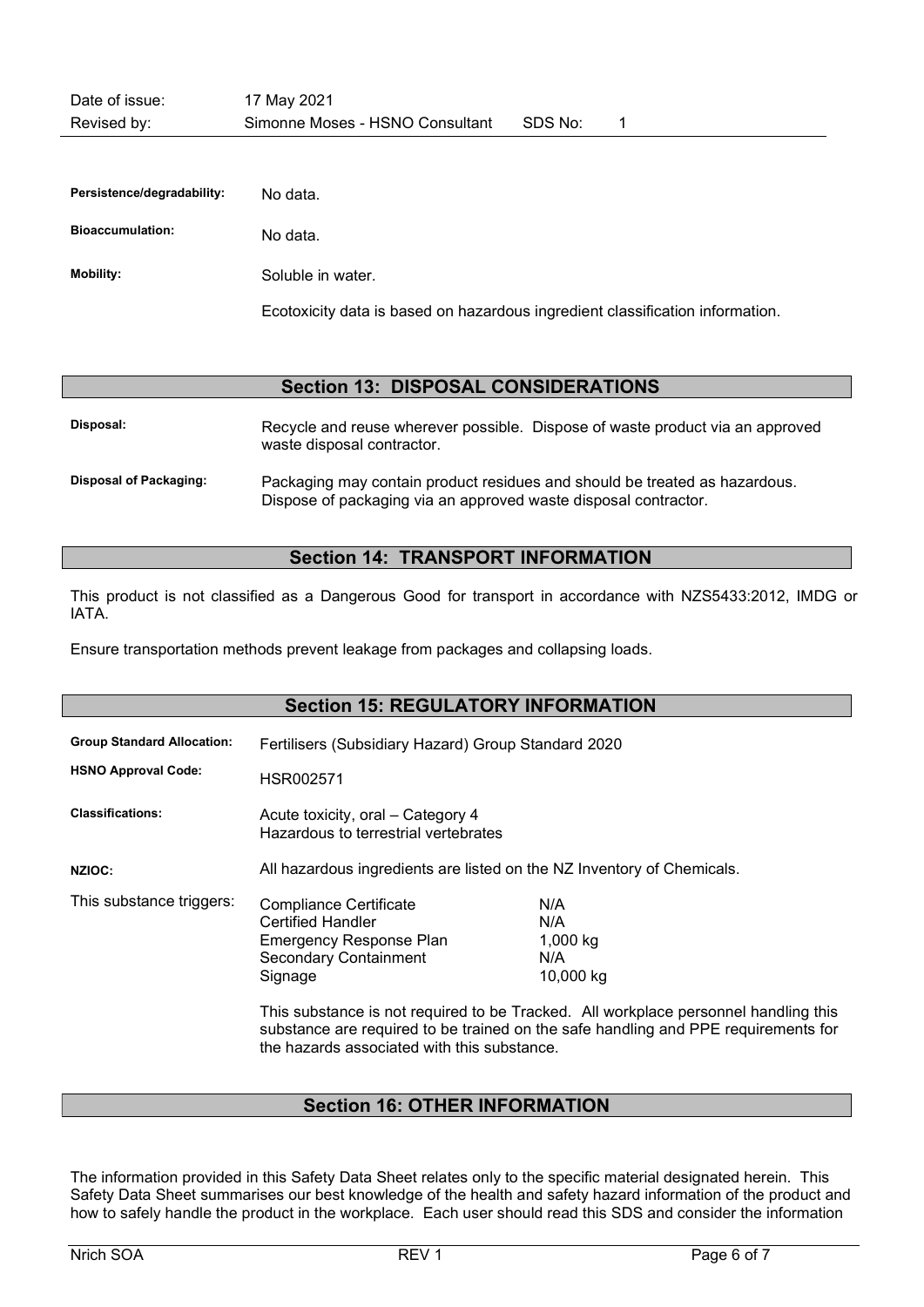| | |
|---|---|
| **Persistence/degradability:** | No data. |
| **Bioaccumulation:** | No data. |
| **Mobility:** | Soluble in water. |

Ecotoxicity data is based on hazardous ingredient classification information.

## Section 13: DISPOSAL CONSIDERATIONS

| | |
|---|---|
| **Disposal:** | Recycle and reuse wherever possible. Dispose of waste product via an approved waste disposal contractor. |
| **Disposal of Packaging:** | Packaging may contain product residues and should be treated as hazardous. Dispose of packaging via an approved waste disposal contractor. |

## Section 14: TRANSPORT INFORMATION

This product is not classified as a Dangerous Good for transport in accordance with NZS5433:2012, IMDG or IATA.

Ensure transportation methods prevent leakage from packages and collapsing loads.

## Section 15: REGULATORY INFORMATION

| | |
|---|---|
| **Group Standard Allocation:** | Fertilisers (Subsidiary Hazard) Group Standard 2020 |
| **HSNO Approval Code:** | HSR002571 |
| **Classifications:** | Acute toxicity, oral – Category 4<br>Hazardous to terrestrial vertebrates |
| **NZIOC:** | All hazardous ingredients are listed on the NZ Inventory of Chemicals. |

This substance triggers:

| | |
|---|---|
| Compliance Certificate | N/A |
| Certified Handler | N/A |
| Emergency Response Plan | 1,000 kg |
| Secondary Containment | N/A |
| Signage | 10,000 kg |

This substance is not required to be Tracked. All workplace personnel handling this substance are required to be trained on the safe handling and PPE requirements for the hazards associated with this substance.

## Section 16: OTHER INFORMATION

The information provided in this Safety Data Sheet relates only to the specific material designated herein. This Safety Data Sheet summarises our best knowledge of the health and safety hazard information of the product and how to safely handle the product in the workplace. Each user should read this SDS and consider the information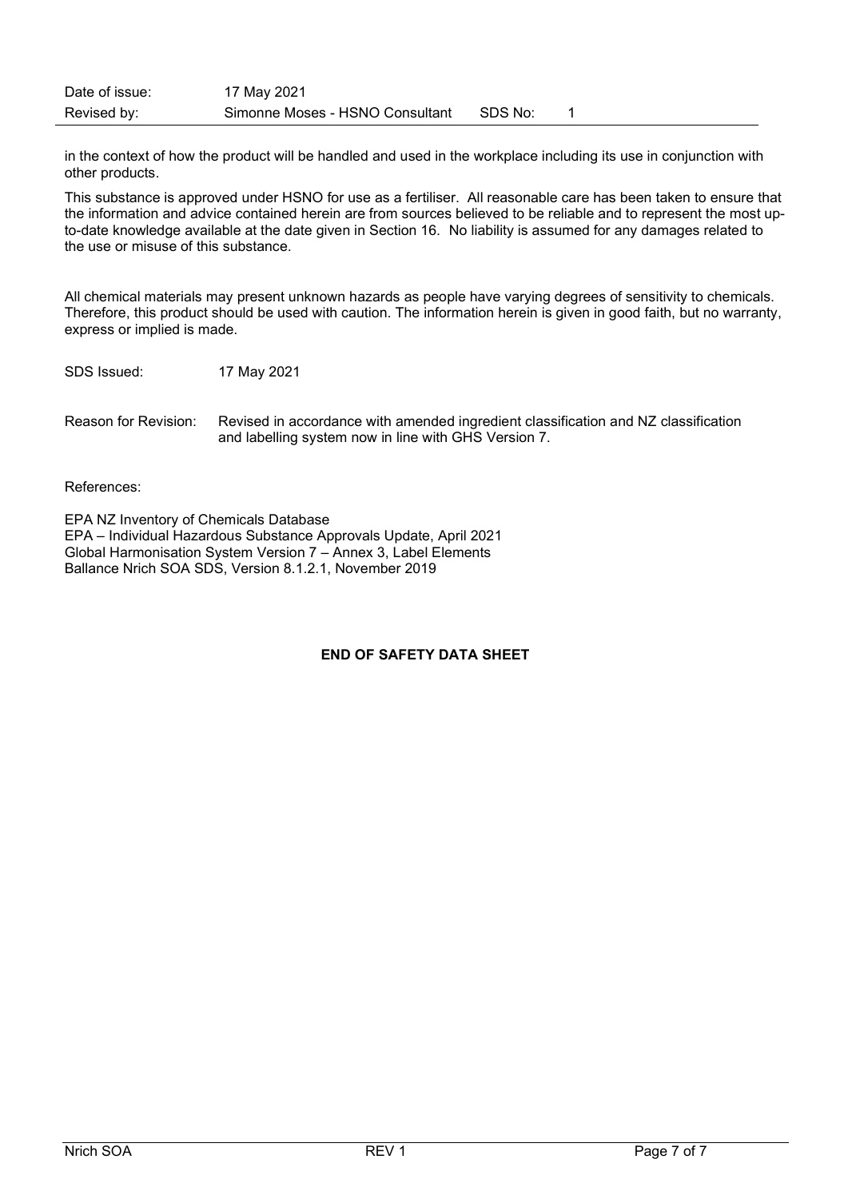in the context of how the product will be handled and used in the workplace including its use in conjunction with other products.

This substance is approved under HSNO for use as a fertiliser. All reasonable care has been taken to ensure that the information and advice contained herein are from sources believed to be reliable and to represent the most up-to-date knowledge available at the date given in Section 16. No liability is assumed for any damages related to the use or misuse of this substance.

All chemical materials may present unknown hazards as people have varying degrees of sensitivity to chemicals. Therefore, this product should be used with caution. The information herein is given in good faith, but no warranty, express or implied is made.

SDS Issued: 17 May 2021

Reason for Revision: Revised in accordance with amended ingredient classification and NZ classification and labelling system now in line with GHS Version 7.

References:

EPA NZ Inventory of Chemicals Database
EPA – Individual Hazardous Substance Approvals Update, April 2021
Global Harmonisation System Version 7 – Annex 3, Label Elements
Ballance Nrich SOA SDS, Version 8.1.2.1, November 2019

**END OF SAFETY DATA SHEET**